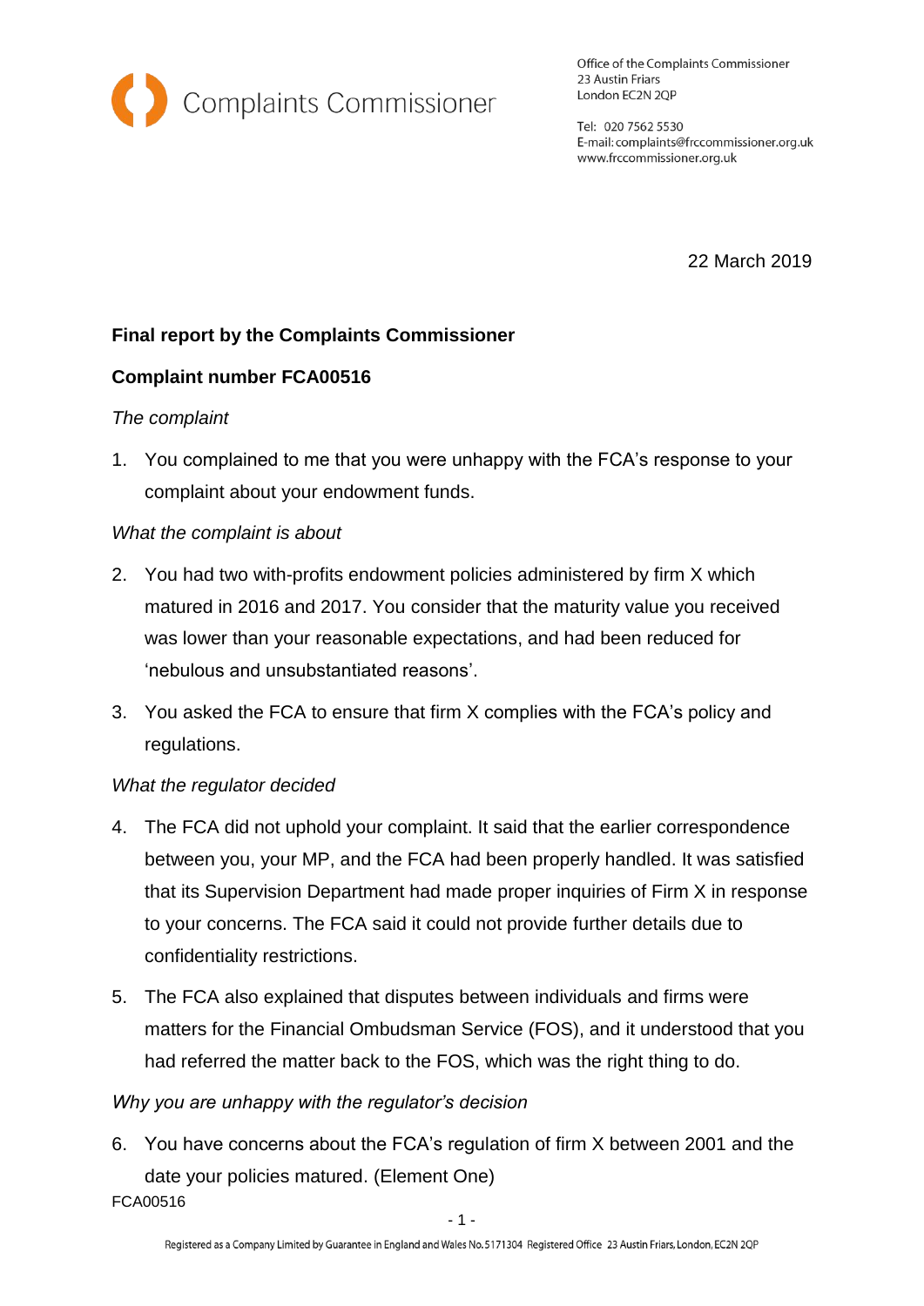Complaints Commissioner

Office of the Complaints Commissioner
23 Austin Friars
London EC2N 2QP

Tel: 020 7562 5530
E-mail: complaints@frccommissioner.org.uk
www.frccommissioner.org.uk

22 March 2019

**Final report by the Complaints Commissioner**

**Complaint number FCA00516**

*The complaint*

1. You complained to me that you were unhappy with the FCA's response to your complaint about your endowment funds.

*What the complaint is about*

2. You had two with-profits endowment policies administered by firm X which matured in 2016 and 2017. You consider that the maturity value you received was lower than your reasonable expectations, and had been reduced for 'nebulous and unsubstantiated reasons'.

3. You asked the FCA to ensure that firm X complies with the FCA's policy and regulations.

*What the regulator decided*

4. The FCA did not uphold your complaint. It said that the earlier correspondence between you, your MP, and the FCA had been properly handled. It was satisfied that its Supervision Department had made proper inquiries of Firm X in response to your concerns. The FCA said it could not provide further details due to confidentiality restrictions.

5. The FCA also explained that disputes between individuals and firms were matters for the Financial Ombudsman Service (FOS), and it understood that you had referred the matter back to the FOS, which was the right thing to do.

*Why you are unhappy with the regulator's decision*

6. You have concerns about the FCA's regulation of firm X between 2001 and the date your policies matured. (Element One)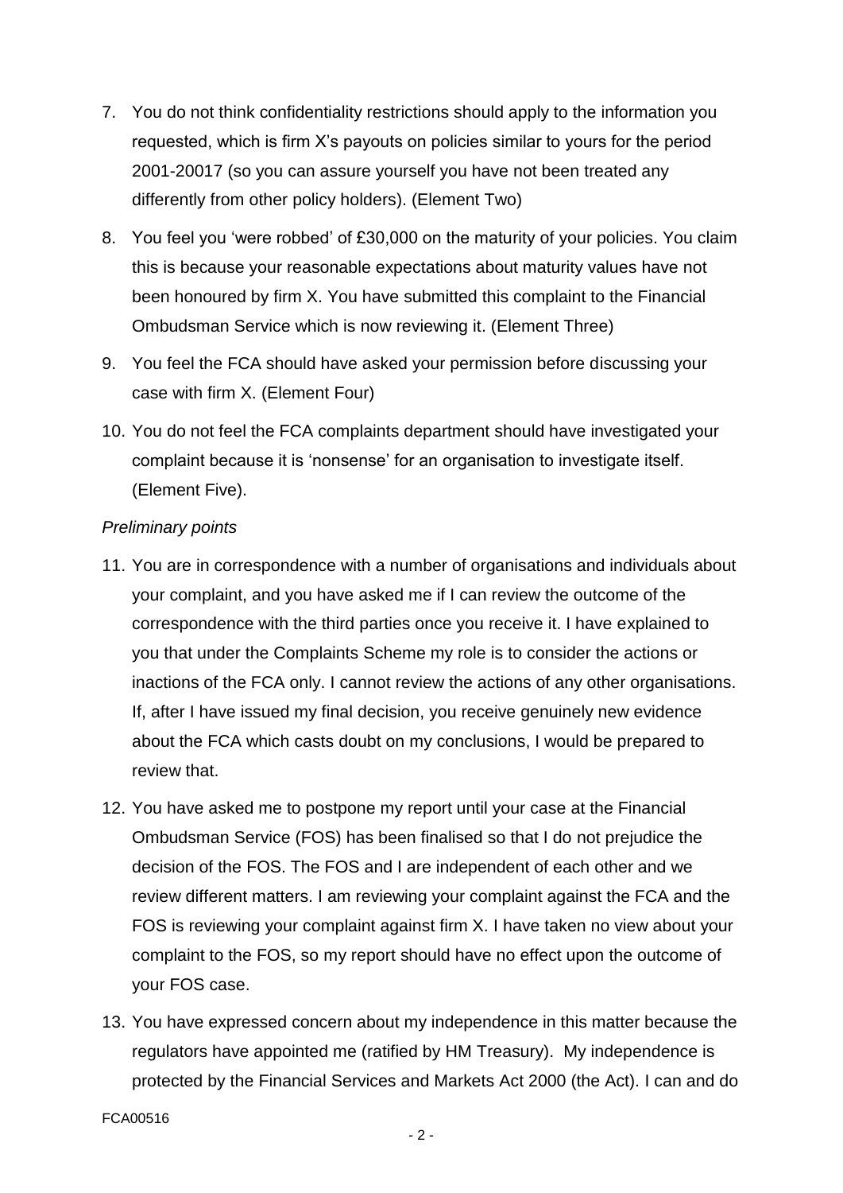7. You do not think confidentiality restrictions should apply to the information you requested, which is firm X's payouts on policies similar to yours for the period 2001-20017 (so you can assure yourself you have not been treated any differently from other policy holders). (Element Two)

8. You feel you 'were robbed' of £30,000 on the maturity of your policies. You claim this is because your reasonable expectations about maturity values have not been honoured by firm X. You have submitted this complaint to the Financial Ombudsman Service which is now reviewing it. (Element Three)

9. You feel the FCA should have asked your permission before discussing your case with firm X. (Element Four)

10. You do not feel the FCA complaints department should have investigated your complaint because it is 'nonsense' for an organisation to investigate itself. (Element Five).

*Preliminary points*

11. You are in correspondence with a number of organisations and individuals about your complaint, and you have asked me if I can review the outcome of the correspondence with the third parties once you receive it. I have explained to you that under the Complaints Scheme my role is to consider the actions or inactions of the FCA only. I cannot review the actions of any other organisations. If, after I have issued my final decision, you receive genuinely new evidence about the FCA which casts doubt on my conclusions, I would be prepared to review that.

12. You have asked me to postpone my report until your case at the Financial Ombudsman Service (FOS) has been finalised so that I do not prejudice the decision of the FOS. The FOS and I are independent of each other and we review different matters. I am reviewing your complaint against the FCA and the FOS is reviewing your complaint against firm X. I have taken no view about your complaint to the FOS, so my report should have no effect upon the outcome of your FOS case.

13. You have expressed concern about my independence in this matter because the regulators have appointed me (ratified by HM Treasury). My independence is protected by the Financial Services and Markets Act 2000 (the Act). I can and do

FCA00516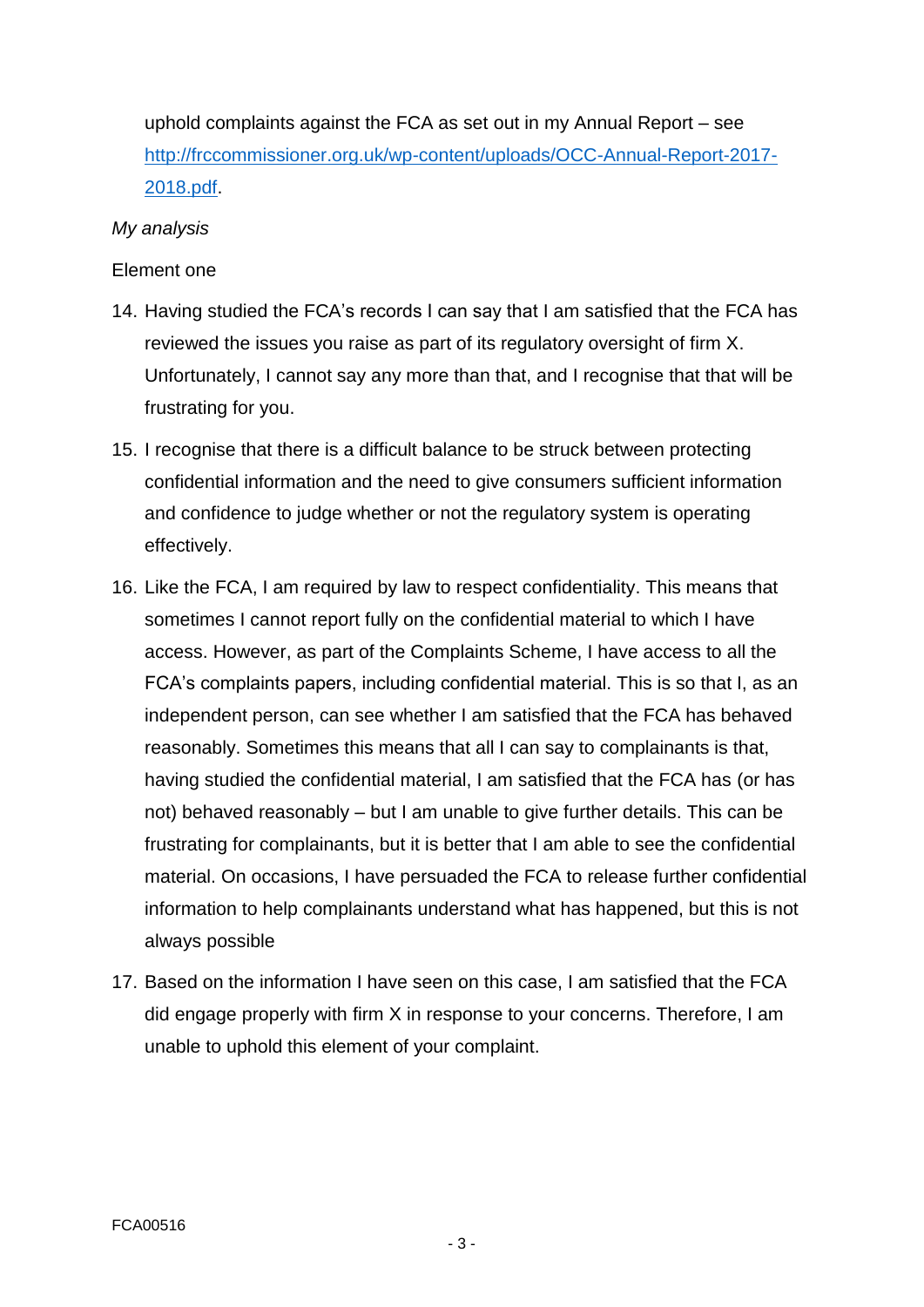uphold complaints against the FCA as set out in my Annual Report – see [http://frccommissioner.org.uk/wp-content/uploads/OCC-Annual-Report-2017-2018.pdf](http://frccommissioner.org.uk/wp-content/uploads/OCC-Annual-Report-2017-2018.pdf).

*My analysis*

Element one

14. Having studied the FCA's records I can say that I am satisfied that the FCA has reviewed the issues you raise as part of its regulatory oversight of firm X. Unfortunately, I cannot say any more than that, and I recognise that that will be frustrating for you.

15. I recognise that there is a difficult balance to be struck between protecting confidential information and the need to give consumers sufficient information and confidence to judge whether or not the regulatory system is operating effectively.

16. Like the FCA, I am required by law to respect confidentiality. This means that sometimes I cannot report fully on the confidential material to which I have access. However, as part of the Complaints Scheme, I have access to all the FCA's complaints papers, including confidential material. This is so that I, as an independent person, can see whether I am satisfied that the FCA has behaved reasonably. Sometimes this means that all I can say to complainants is that, having studied the confidential material, I am satisfied that the FCA has (or has not) behaved reasonably – but I am unable to give further details. This can be frustrating for complainants, but it is better that I am able to see the confidential material. On occasions, I have persuaded the FCA to release further confidential information to help complainants understand what has happened, but this is not always possible

17. Based on the information I have seen on this case, I am satisfied that the FCA did engage properly with firm X in response to your concerns. Therefore, I am unable to uphold this element of your complaint.

FCA00516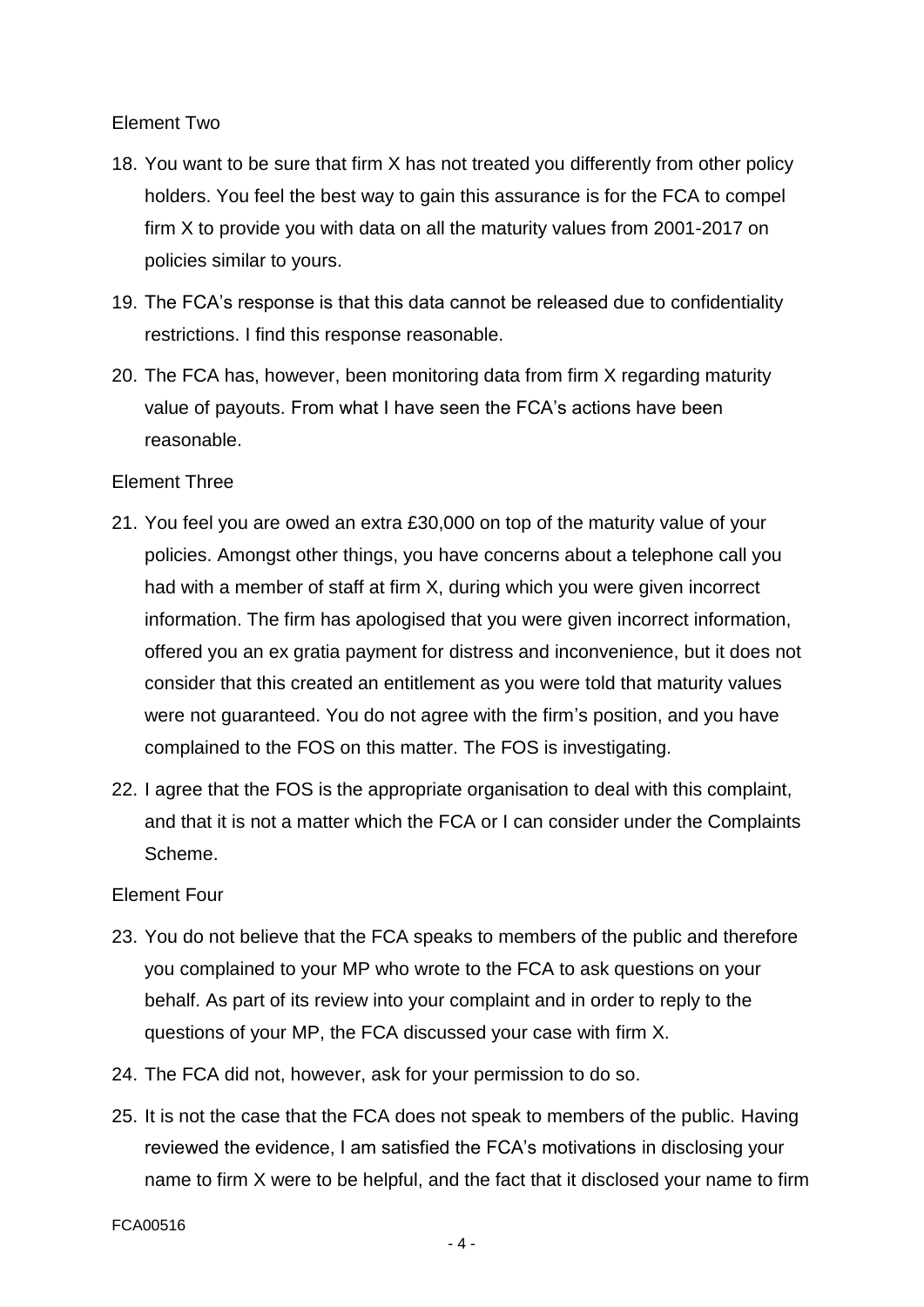Element Two

18. You want to be sure that firm X has not treated you differently from other policy holders. You feel the best way to gain this assurance is for the FCA to compel firm X to provide you with data on all the maturity values from 2001-2017 on policies similar to yours.

19. The FCA's response is that this data cannot be released due to confidentiality restrictions. I find this response reasonable.

20. The FCA has, however, been monitoring data from firm X regarding maturity value of payouts. From what I have seen the FCA's actions have been reasonable.

Element Three

21. You feel you are owed an extra £30,000 on top of the maturity value of your policies. Amongst other things, you have concerns about a telephone call you had with a member of staff at firm X, during which you were given incorrect information. The firm has apologised that you were given incorrect information, offered you an ex gratia payment for distress and inconvenience, but it does not consider that this created an entitlement as you were told that maturity values were not guaranteed. You do not agree with the firm's position, and you have complained to the FOS on this matter. The FOS is investigating.

22. I agree that the FOS is the appropriate organisation to deal with this complaint, and that it is not a matter which the FCA or I can consider under the Complaints Scheme.

Element Four

23. You do not believe that the FCA speaks to members of the public and therefore you complained to your MP who wrote to the FCA to ask questions on your behalf. As part of its review into your complaint and in order to reply to the questions of your MP, the FCA discussed your case with firm X.

24. The FCA did not, however, ask for your permission to do so.

25. It is not the case that the FCA does not speak to members of the public. Having reviewed the evidence, I am satisfied the FCA's motivations in disclosing your name to firm X were to be helpful, and the fact that it disclosed your name to firm

FCA00516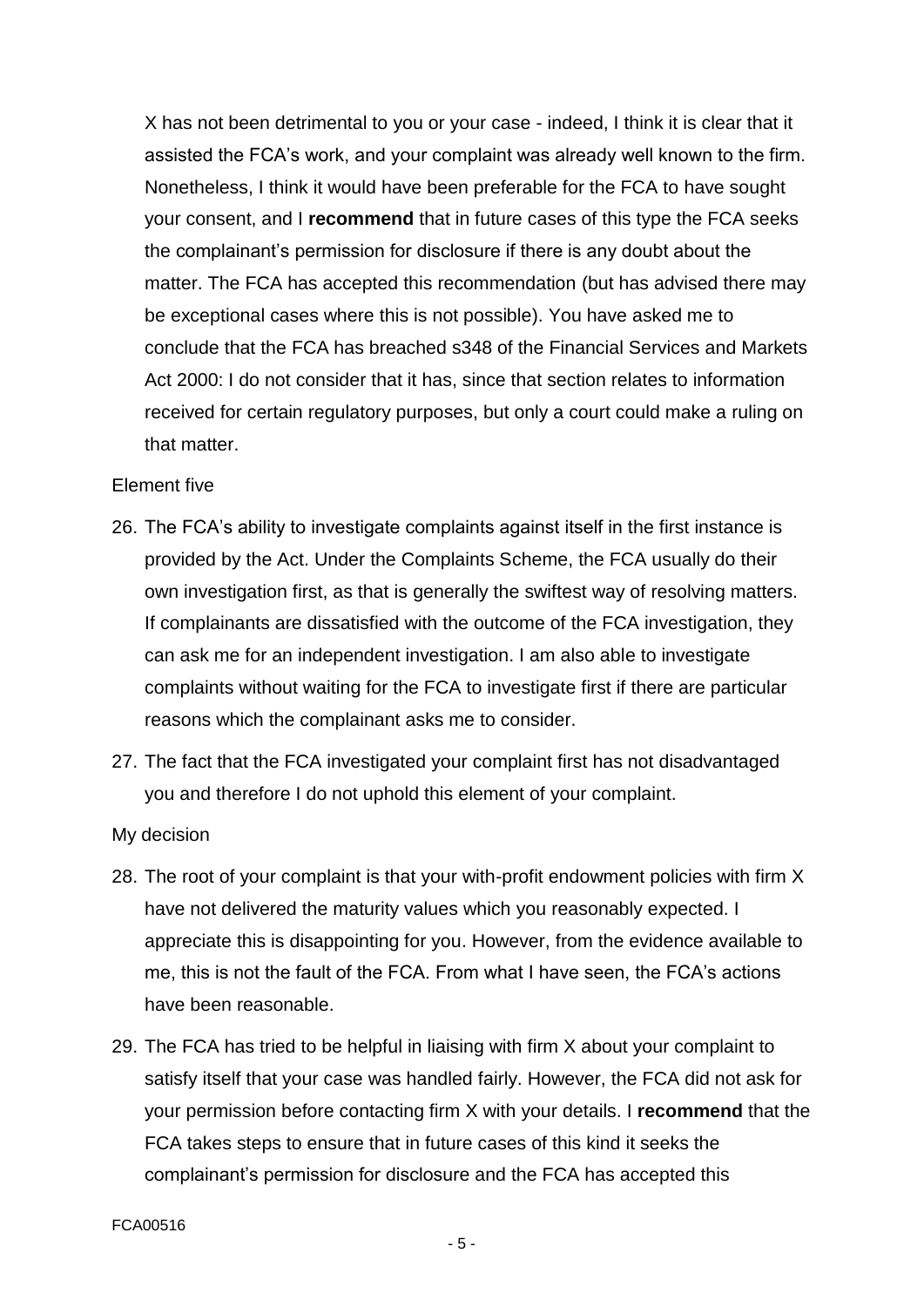X has not been detrimental to you or your case - indeed, I think it is clear that it assisted the FCA's work, and your complaint was already well known to the firm. Nonetheless, I think it would have been preferable for the FCA to have sought your consent, and I **recommend** that in future cases of this type the FCA seeks the complainant's permission for disclosure if there is any doubt about the matter. The FCA has accepted this recommendation (but has advised there may be exceptional cases where this is not possible). You have asked me to conclude that the FCA has breached s348 of the Financial Services and Markets Act 2000: I do not consider that it has, since that section relates to information received for certain regulatory purposes, but only a court could make a ruling on that matter.

Element five

26. The FCA's ability to investigate complaints against itself in the first instance is provided by the Act. Under the Complaints Scheme, the FCA usually do their own investigation first, as that is generally the swiftest way of resolving matters. If complainants are dissatisfied with the outcome of the FCA investigation, they can ask me for an independent investigation. I am also able to investigate complaints without waiting for the FCA to investigate first if there are particular reasons which the complainant asks me to consider.

27. The fact that the FCA investigated your complaint first has not disadvantaged you and therefore I do not uphold this element of your complaint.

My decision

28. The root of your complaint is that your with-profit endowment policies with firm X have not delivered the maturity values which you reasonably expected. I appreciate this is disappointing for you. However, from the evidence available to me, this is not the fault of the FCA. From what I have seen, the FCA's actions have been reasonable.

29. The FCA has tried to be helpful in liaising with firm X about your complaint to satisfy itself that your case was handled fairly. However, the FCA did not ask for your permission before contacting firm X with your details. I **recommend** that the FCA takes steps to ensure that in future cases of this kind it seeks the complainant's permission for disclosure and the FCA has accepted this

FCA00516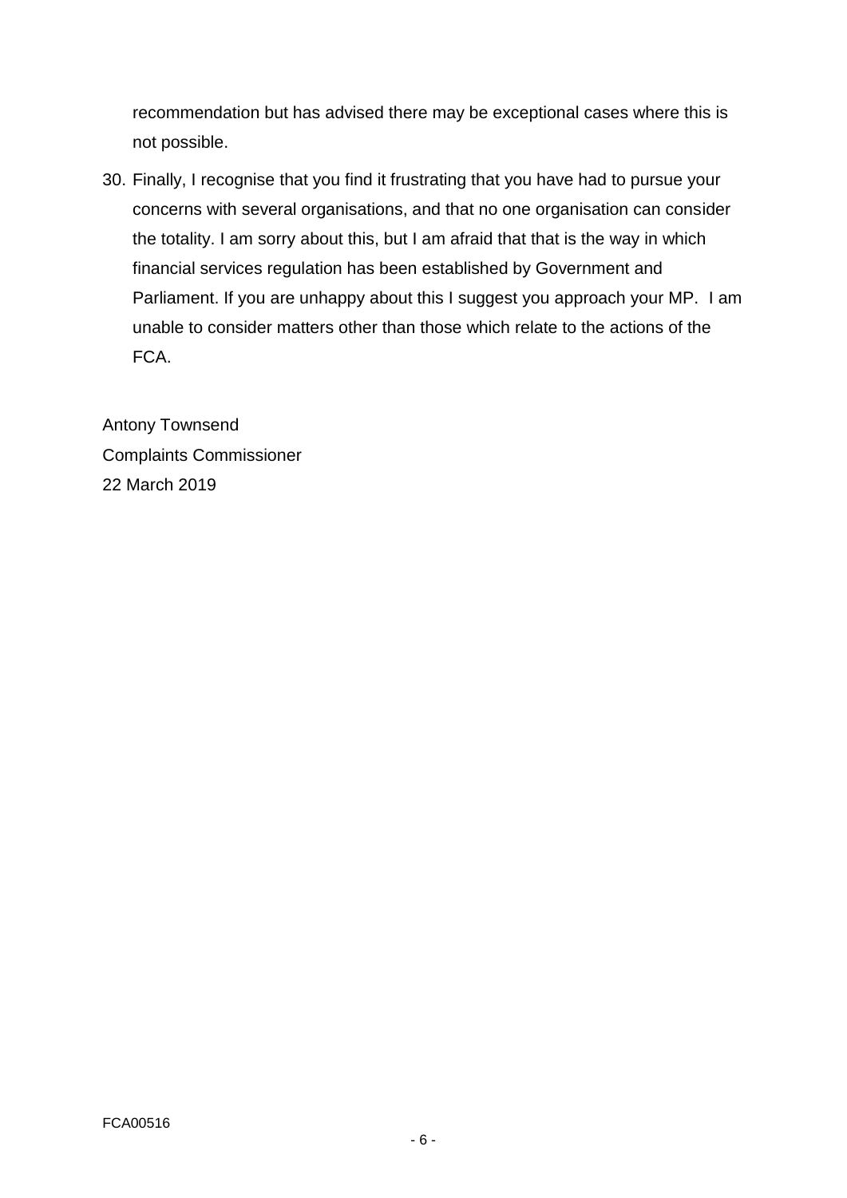recommendation but has advised there may be exceptional cases where this is not possible.

30. Finally, I recognise that you find it frustrating that you have had to pursue your concerns with several organisations, and that no one organisation can consider the totality. I am sorry about this, but I am afraid that that is the way in which financial services regulation has been established by Government and Parliament. If you are unhappy about this I suggest you approach your MP. I am unable to consider matters other than those which relate to the actions of the FCA.

Antony Townsend
Complaints Commissioner
22 March 2019

FCA00516